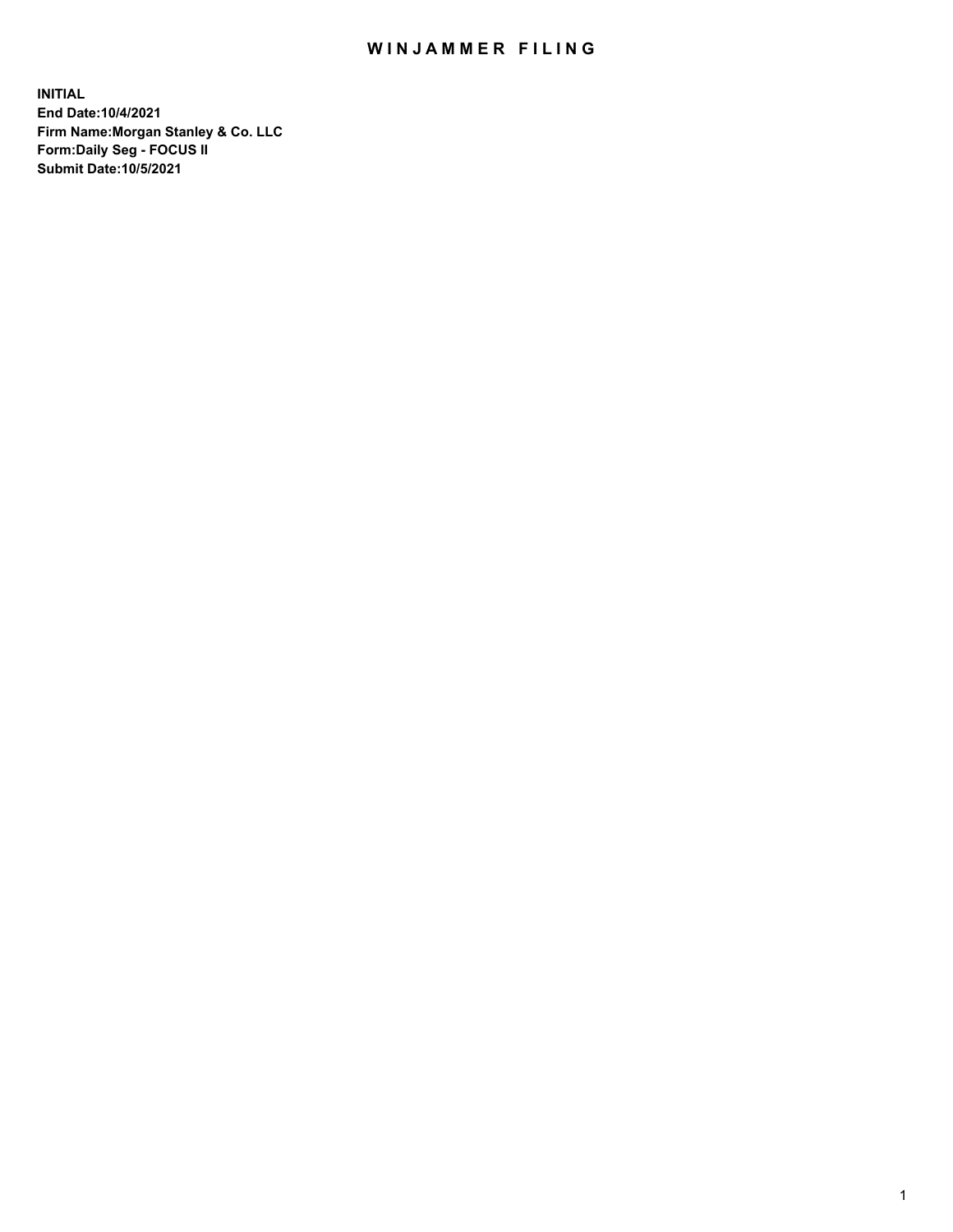# WINJAMMER FILING

**INITIAL**
**End Date:10/4/2021**
**Firm Name:Morgan Stanley & Co. LLC**
**Form:Daily Seg - FOCUS II**
**Submit Date:10/5/2021**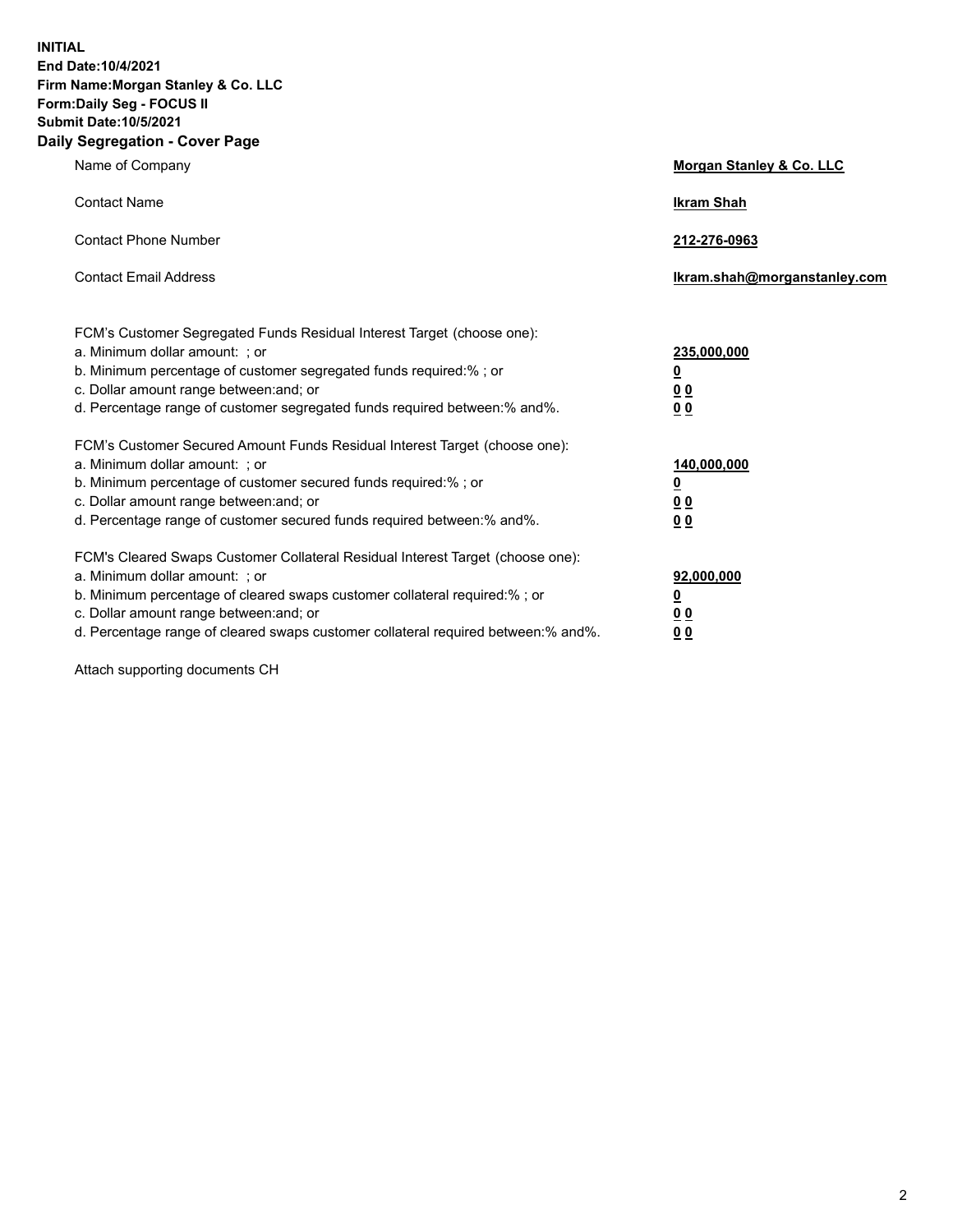**INITIAL**
**End Date:10/4/2021**
**Firm Name:Morgan Stanley & Co. LLC**
**Form:Daily Seg - FOCUS II**
**Submit Date:10/5/2021**

## Daily Segregation - Cover Page

| | |
|---|---|
| Name of Company | **Morgan Stanley & Co. LLC** |
| Contact Name | **Ikram Shah** |
| Contact Phone Number | **212-276-0963** |
| Contact Email Address | **Ikram.shah@morganstanley.com** |

| | |
|---|---|
| FCM's Customer Segregated Funds Residual Interest Target (choose one): | |
| a. Minimum dollar amount: ; or | **235,000,000** |
| b. Minimum percentage of customer segregated funds required:% ; or | **0** |
| c. Dollar amount range between:and; or | **0 0** |
| d. Percentage range of customer segregated funds required between:% and%. | **0 0** |
| FCM's Customer Secured Amount Funds Residual Interest Target (choose one): | |
| a. Minimum dollar amount: ; or | **140,000,000** |
| b. Minimum percentage of customer secured funds required:% ; or | **0** |
| c. Dollar amount range between:and; or | **0 0** |
| d. Percentage range of customer secured funds required between:% and%. | **0 0** |
| FCM's Cleared Swaps Customer Collateral Residual Interest Target (choose one): | |
| a. Minimum dollar amount: ; or | **92,000,000** |
| b. Minimum percentage of cleared swaps customer collateral required:% ; or | **0** |
| c. Dollar amount range between:and; or | **0 0** |
| d. Percentage range of cleared swaps customer collateral required between:% and%. | **0 0** |

Attach supporting documents CH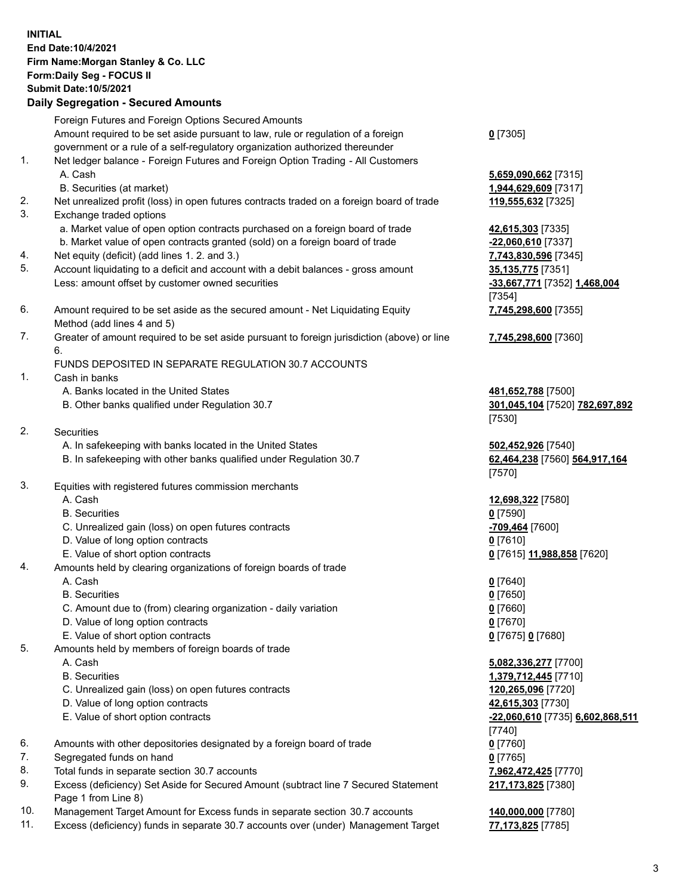**INITIAL**
**End Date:10/4/2021**
**Firm Name:Morgan Stanley & Co. LLC**
**Form:Daily Seg - FOCUS II**
**Submit Date:10/5/2021**

## Daily Segregation - Secured Amounts

| | | |
|---|---|---|
| | Foreign Futures and Foreign Options Secured Amounts | |
| | Amount required to be set aside pursuant to law, rule or regulation of a foreign government or a rule of a self-regulatory organization authorized thereunder | **0** [7305] |
| 1. | Net ledger balance - Foreign Futures and Foreign Option Trading - All Customers | |
| | A. Cash | **5,659,090,662** [7315] |
| | B. Securities (at market) | **1,944,629,609** [7317] |
| 2. | Net unrealized profit (loss) in open futures contracts traded on a foreign board of trade | **119,555,632** [7325] |
| 3. | Exchange traded options | |
| | a. Market value of open option contracts purchased on a foreign board of trade | **42,615,303** [7335] |
| | b. Market value of open contracts granted (sold) on a foreign board of trade | **-22,060,610** [7337] |
| 4. | Net equity (deficit) (add lines 1. 2. and 3.) | **7,743,830,596** [7345] |
| 5. | Account liquidating to a deficit and account with a debit balances - gross amount | **35,135,775** [7351] |
| | Less: amount offset by customer owned securities | **-33,667,771** [7352] **1,468,004** [7354] |
| 6. | Amount required to be set aside as the secured amount - Net Liquidating Equity Method (add lines 4 and 5) | **7,745,298,600** [7355] |
| 7. | Greater of amount required to be set aside pursuant to foreign jurisdiction (above) or line 6. | **7,745,298,600** [7360] |
| | FUNDS DEPOSITED IN SEPARATE REGULATION 30.7 ACCOUNTS | |
| 1. | Cash in banks | |
| | A. Banks located in the United States | **481,652,788** [7500] |
| | B. Other banks qualified under Regulation 30.7 | **301,045,104** [7520] **782,697,892** [7530] |
| 2. | Securities | |
| | A. In safekeeping with banks located in the United States | **502,452,926** [7540] |
| | B. In safekeeping with other banks qualified under Regulation 30.7 | **62,464,238** [7560] **564,917,164** [7570] |
| 3. | Equities with registered futures commission merchants | |
| | A. Cash | **12,698,322** [7580] |
| | B. Securities | **0** [7590] |
| | C. Unrealized gain (loss) on open futures contracts | **-709,464** [7600] |
| | D. Value of long option contracts | **0** [7610] |
| | E. Value of short option contracts | **0** [7615] **11,988,858** [7620] |
| 4. | Amounts held by clearing organizations of foreign boards of trade | |
| | A. Cash | **0** [7640] |
| | B. Securities | **0** [7650] |
| | C. Amount due to (from) clearing organization - daily variation | **0** [7660] |
| | D. Value of long option contracts | **0** [7670] |
| | E. Value of short option contracts | **0** [7675] **0** [7680] |
| 5. | Amounts held by members of foreign boards of trade | |
| | A. Cash | **5,082,336,277** [7700] |
| | B. Securities | **1,379,712,445** [7710] |
| | C. Unrealized gain (loss) on open futures contracts | **120,265,096** [7720] |
| | D. Value of long option contracts | **42,615,303** [7730] |
| | E. Value of short option contracts | **-22,060,610** [7735] **6,602,868,511** [7740] |
| 6. | Amounts with other depositories designated by a foreign board of trade | **0** [7760] |
| 7. | Segregated funds on hand | **0** [7765] |
| 8. | Total funds in separate section 30.7 accounts | **7,962,472,425** [7770] |
| 9. | Excess (deficiency) Set Aside for Secured Amount (subtract line 7 Secured Statement Page 1 from Line 8) | **217,173,825** [7380] |
| 10. | Management Target Amount for Excess funds in separate section 30.7 accounts | **140,000,000** [7780] |
| 11. | Excess (deficiency) funds in separate 30.7 accounts over (under) Management Target | **77,173,825** [7785] |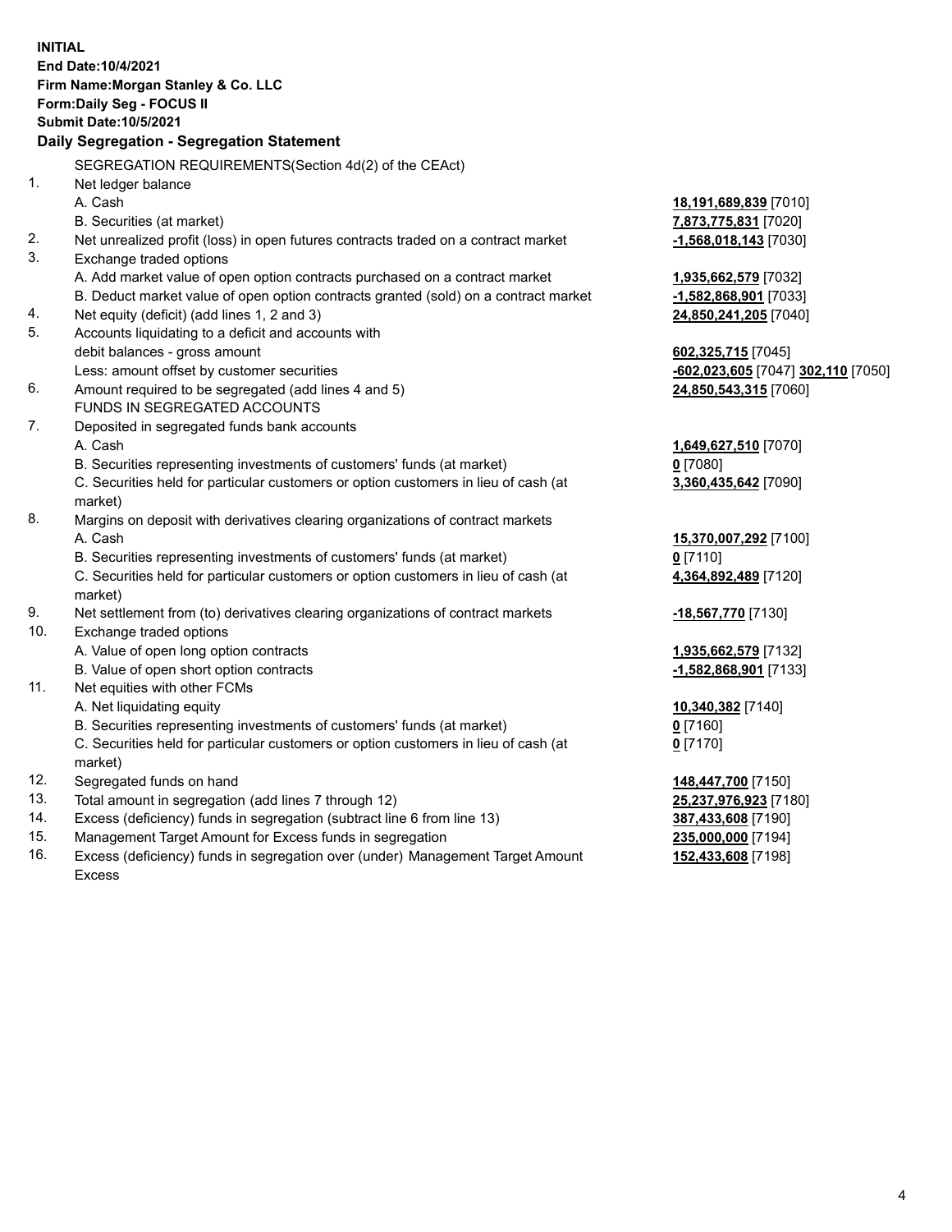**INITIAL**
**End Date:10/4/2021**
**Firm Name:Morgan Stanley & Co. LLC**
**Form:Daily Seg - FOCUS II**
**Submit Date:10/5/2021**

## Daily Segregation - Segregation Statement

SEGREGATION REQUIREMENTS(Section 4d(2) of the CEAct)

| | | |
|---|---|---|
| 1. | Net ledger balance | |
| | A. Cash | 18,191,689,839 [7010] |
| | B. Securities (at market) | 7,873,775,831 [7020] |
| 2. | Net unrealized profit (loss) in open futures contracts traded on a contract market | -1,568,018,143 [7030] |
| 3. | Exchange traded options | |
| | A. Add market value of open option contracts purchased on a contract market | 1,935,662,579 [7032] |
| | B. Deduct market value of open option contracts granted (sold) on a contract market | -1,582,868,901 [7033] |
| 4. | Net equity (deficit) (add lines 1, 2 and 3) | 24,850,241,205 [7040] |
| 5. | Accounts liquidating to a deficit and accounts with debit balances - gross amount | 602,325,715 [7045] |
| | Less: amount offset by customer securities | -602,023,605 [7047] 302,110 [7050] |
| 6. | Amount required to be segregated (add lines 4 and 5) | 24,850,543,315 [7060] |
| | FUNDS IN SEGREGATED ACCOUNTS | |
| 7. | Deposited in segregated funds bank accounts | |
| | A. Cash | 1,649,627,510 [7070] |
| | B. Securities representing investments of customers' funds (at market) | 0 [7080] |
| | C. Securities held for particular customers or option customers in lieu of cash (at market) | 3,360,435,642 [7090] |
| 8. | Margins on deposit with derivatives clearing organizations of contract markets | |
| | A. Cash | 15,370,007,292 [7100] |
| | B. Securities representing investments of customers' funds (at market) | 0 [7110] |
| | C. Securities held for particular customers or option customers in lieu of cash (at market) | 4,364,892,489 [7120] |
| 9. | Net settlement from (to) derivatives clearing organizations of contract markets | -18,567,770 [7130] |
| 10. | Exchange traded options | |
| | A. Value of open long option contracts | 1,935,662,579 [7132] |
| | B. Value of open short option contracts | -1,582,868,901 [7133] |
| 11. | Net equities with other FCMs | |
| | A. Net liquidating equity | 10,340,382 [7140] |
| | B. Securities representing investments of customers' funds (at market) | 0 [7160] |
| | C. Securities held for particular customers or option customers in lieu of cash (at market) | 0 [7170] |
| 12. | Segregated funds on hand | 148,447,700 [7150] |
| 13. | Total amount in segregation (add lines 7 through 12) | 25,237,976,923 [7180] |
| 14. | Excess (deficiency) funds in segregation (subtract line 6 from line 13) | 387,433,608 [7190] |
| 15. | Management Target Amount for Excess funds in segregation | 235,000,000 [7194] |
| 16. | Excess (deficiency) funds in segregation over (under) Management Target Amount Excess | 152,433,608 [7198] |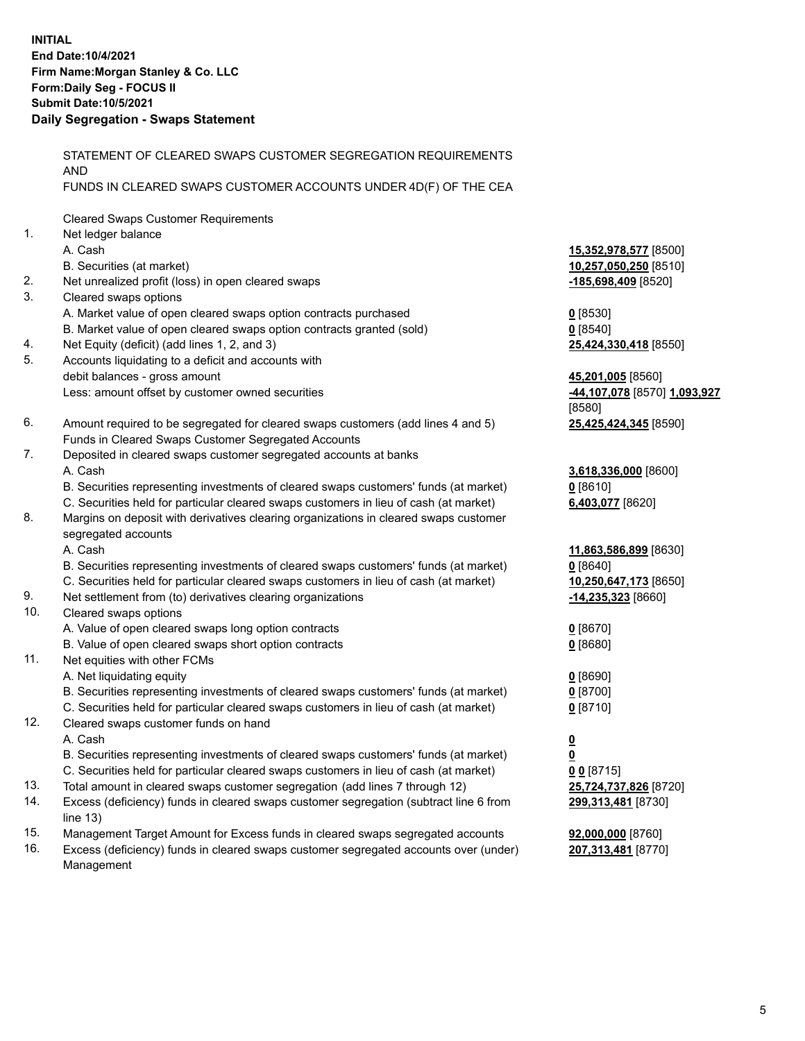**INITIAL**
**End Date:10/4/2021**
**Firm Name:Morgan Stanley & Co. LLC**
**Form:Daily Seg - FOCUS II**
**Submit Date:10/5/2021**
**Daily Segregation - Swaps Statement**

STATEMENT OF CLEARED SWAPS CUSTOMER SEGREGATION REQUIREMENTS AND
FUNDS IN CLEARED SWAPS CUSTOMER ACCOUNTS UNDER 4D(F) OF THE CEA

| | | |
|---|---|---|
| | Cleared Swaps Customer Requirements | |
| 1. | Net ledger balance | |
| | A. Cash | **15,352,978,577** [8500] |
| | B. Securities (at market) | **10,257,050,250** [8510] |
| 2. | Net unrealized profit (loss) in open cleared swaps | **-185,698,409** [8520] |
| 3. | Cleared swaps options | |
| | A. Market value of open cleared swaps option contracts purchased | **0** [8530] |
| | B. Market value of open cleared swaps option contracts granted (sold) | **0** [8540] |
| 4. | Net Equity (deficit) (add lines 1, 2, and 3) | **25,424,330,418** [8550] |
| 5. | Accounts liquidating to a deficit and accounts with debit balances - gross amount | **45,201,005** [8560] |
| | Less: amount offset by customer owned securities | **-44,107,078** [8570] **1,093,927** [8580] |
| 6. | Amount required to be segregated for cleared swaps customers (add lines 4 and 5) | **25,425,424,345** [8590] |
| | Funds in Cleared Swaps Customer Segregated Accounts | |
| 7. | Deposited in cleared swaps customer segregated accounts at banks | |
| | A. Cash | **3,618,336,000** [8600] |
| | B. Securities representing investments of cleared swaps customers' funds (at market) | **0** [8610] |
| | C. Securities held for particular cleared swaps customers in lieu of cash (at market) | **6,403,077** [8620] |
| 8. | Margins on deposit with derivatives clearing organizations in cleared swaps customer segregated accounts | |
| | A. Cash | **11,863,586,899** [8630] |
| | B. Securities representing investments of cleared swaps customers' funds (at market) | **0** [8640] |
| | C. Securities held for particular cleared swaps customers in lieu of cash (at market) | **10,250,647,173** [8650] |
| 9. | Net settlement from (to) derivatives clearing organizations | **-14,235,323** [8660] |
| 10. | Cleared swaps options | |
| | A. Value of open cleared swaps long option contracts | **0** [8670] |
| | B. Value of open cleared swaps short option contracts | **0** [8680] |
| 11. | Net equities with other FCMs | |
| | A. Net liquidating equity | **0** [8690] |
| | B. Securities representing investments of cleared swaps customers' funds (at market) | **0** [8700] |
| | C. Securities held for particular cleared swaps customers in lieu of cash (at market) | **0** [8710] |
| 12. | Cleared swaps customer funds on hand | |
| | A. Cash | **0** |
| | B. Securities representing investments of cleared swaps customers' funds (at market) | **0** |
| | C. Securities held for particular cleared swaps customers in lieu of cash (at market) | **0** **0** [8715] |
| 13. | Total amount in cleared swaps customer segregation (add lines 7 through 12) | **25,724,737,826** [8720] |
| 14. | Excess (deficiency) funds in cleared swaps customer segregation (subtract line 6 from line 13) | **299,313,481** [8730] |
| 15. | Management Target Amount for Excess funds in cleared swaps segregated accounts | **92,000,000** [8760] |
| 16. | Excess (deficiency) funds in cleared swaps customer segregated accounts over (under) Management | **207,313,481** [8770] |